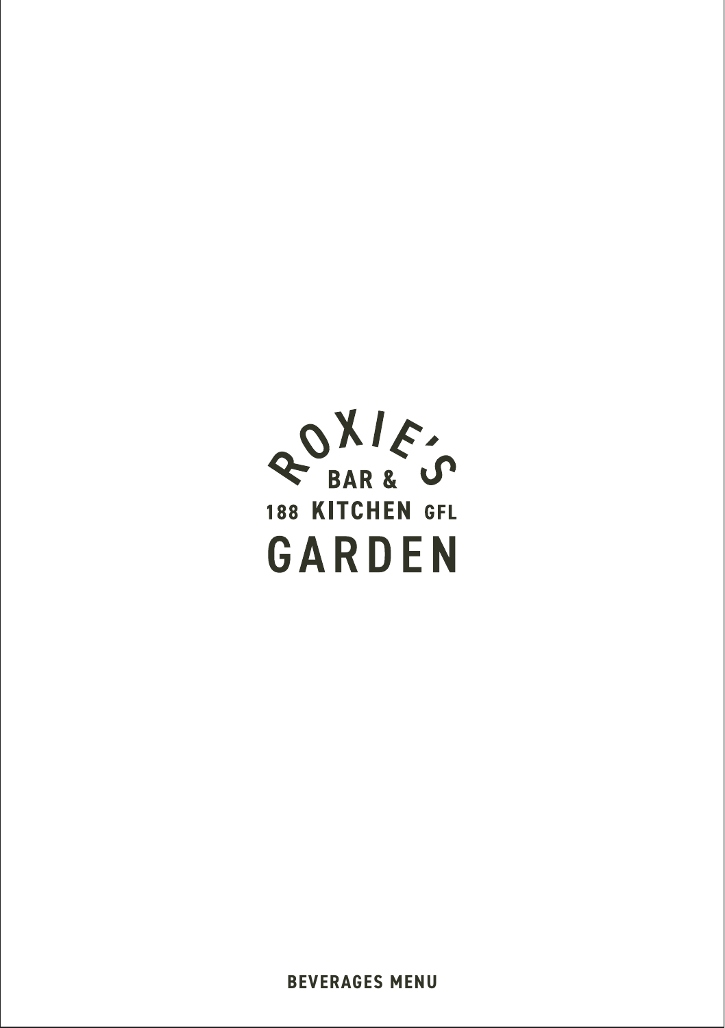# ROXIE'S BAR & KITCHEN

188 KITCHEN GFL

# GARDEN

**BEVERAGES MENU**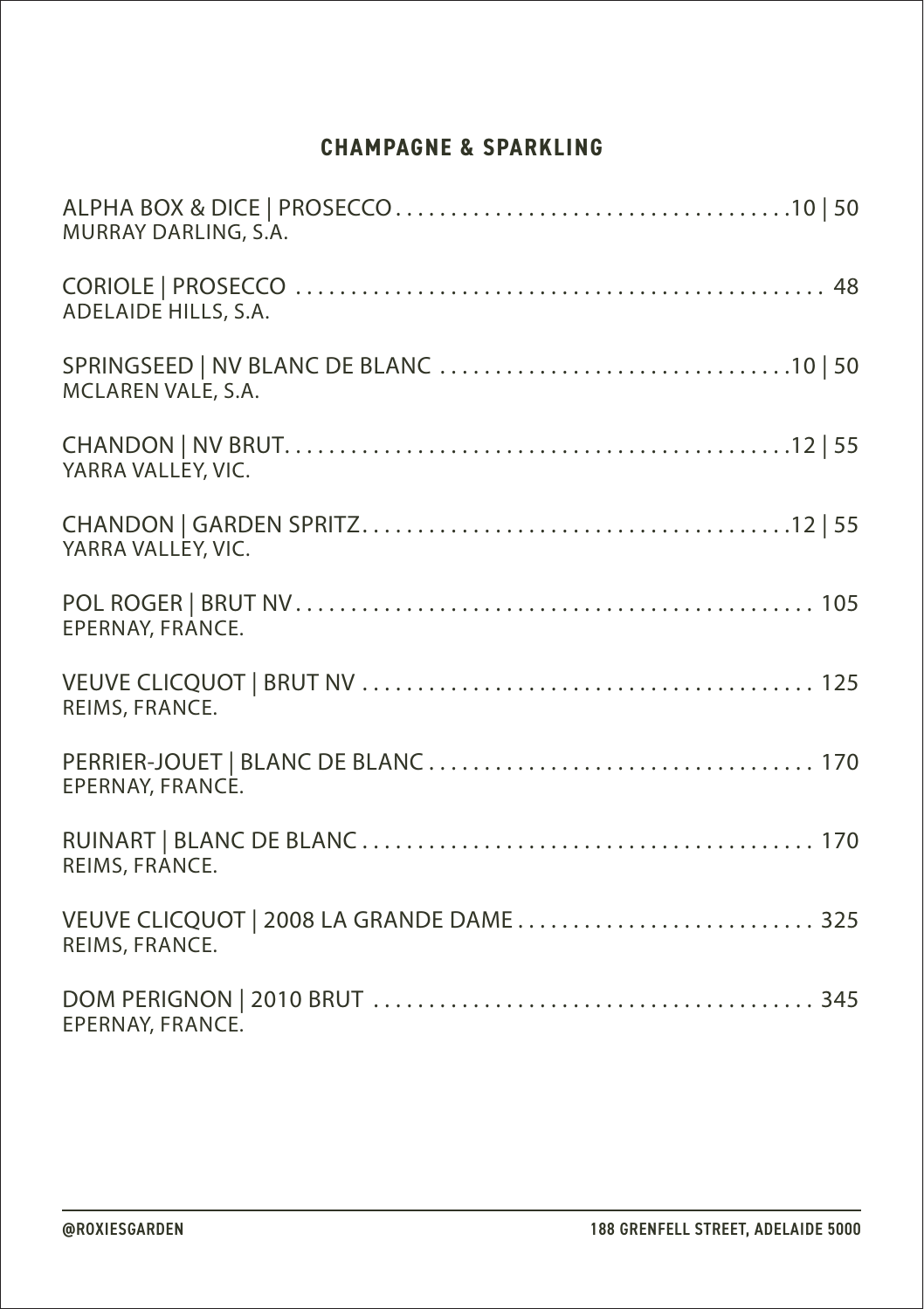## CHAMPAGNE & SPARKLING

ALPHA BOX & DICE | PROSECCO .................................... 10 | 50
MURRAY DARLING, S.A.

CORIOLE | PROSECCO .................................... 48
ADELAIDE HILLS, S.A.

SPRINGSEED | NV BLANC DE BLANC .................................... 10 | 50
MCLAREN VALE, S.A.

CHANDON | NV BRUT .................................... 12 | 55
YARRA VALLEY, VIC.

CHANDON | GARDEN SPRITZ .................................... 12 | 55
YARRA VALLEY, VIC.

POL ROGER | BRUT NV .................................... 105
EPERNAY, FRANCE.

VEUVE CLICQUOT | BRUT NV .................................... 125
REIMS, FRANCE.

PERRIER-JOUET | BLANC DE BLANC .................................... 170
EPERNAY, FRANCE.

RUINART | BLANC DE BLANC .................................... 170
REIMS, FRANCE.

VEUVE CLICQUOT | 2008 LA GRANDE DAME .................................... 325
REIMS, FRANCE.

DOM PERIGNON | 2010 BRUT .................................... 345
EPERNAY, FRANCE.

@ROXIESGARDEN

188 GRENFELL STREET, ADELAIDE 5000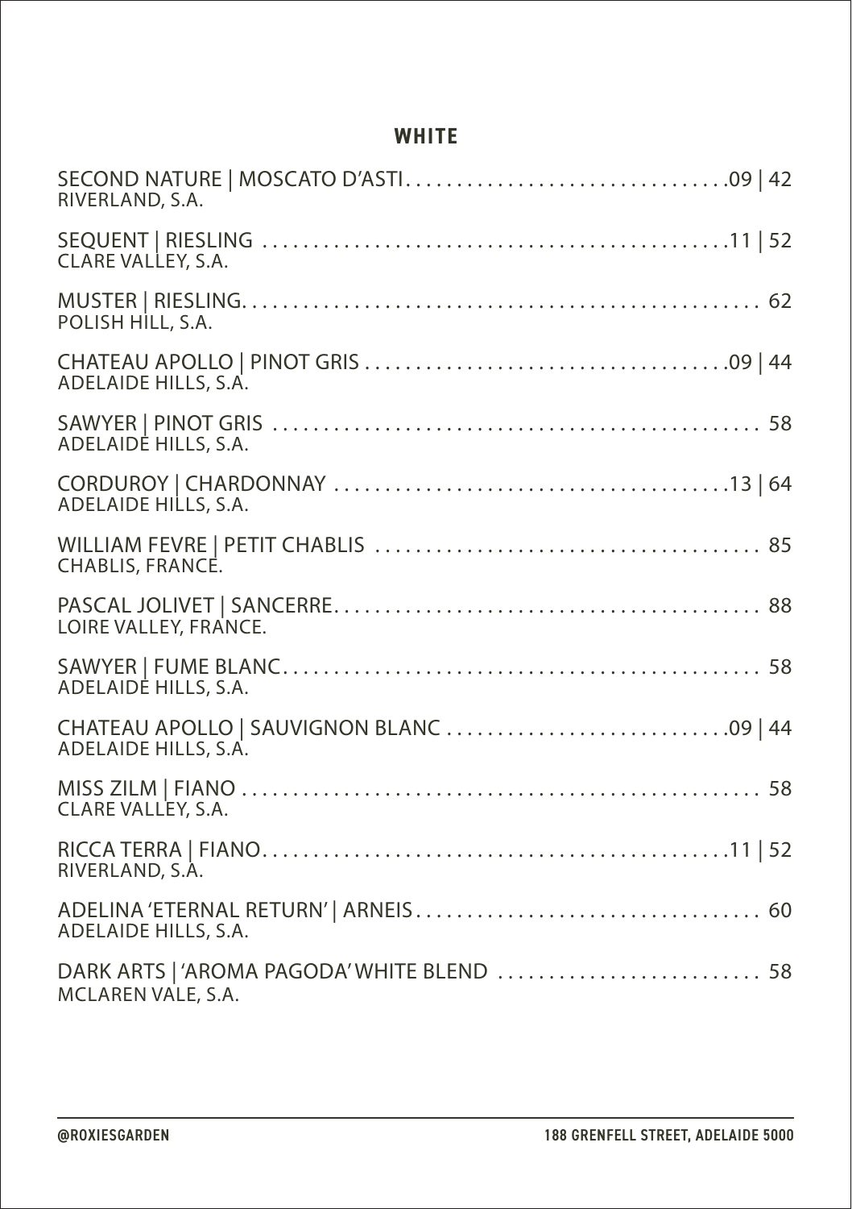## WHITE

SECOND NATURE | MOSCATO D'ASTI ................................ .09 | 42
RIVERLAND, S.A.

SEQUENT | RIESLING ................................................ .11 | 52
CLARE VALLEY, S.A.

MUSTER | RIESLING ................................................... 62
POLISH HILL, S.A.

CHATEAU APOLLO | PINOT GRIS .................................... .09 | 44
ADELAIDE HILLS, S.A.

SAWYER | PINOT GRIS ................................................ 58
ADELAIDE HILLS, S.A.

CORDUROY | CHARDONNAY ....................................... .13 | 64
ADELAIDE HILLS, S.A.

WILLIAM FEVRE | PETIT CHABLIS ..................................... 85
CHABLIS, FRANCE.

PASCAL JOLIVET | SANCERRE ......................................... 88
LOIRE VALLEY, FRANCE.

SAWYER | FUME BLANC ............................................... 58
ADELAIDE HILLS, S.A.

CHATEAU APOLLO | SAUVIGNON BLANC ............................ .09 | 44
ADELAIDE HILLS, S.A.

MISS ZILM | FIANO ................................................... 58
CLARE VALLEY, S.A.

RICCA TERRA | FIANO ............................................... .11 | 52
RIVERLAND, S.A.

ADELINA 'ETERNAL RETURN' | ARNEIS .................................. 60
ADELAIDE HILLS, S.A.

DARK ARTS | 'AROMA PAGODA' WHITE BLEND ......................... 58
MCLAREN VALE, S.A.

@ROXIESGARDEN — 188 GRENFELL STREET, ADELAIDE 5000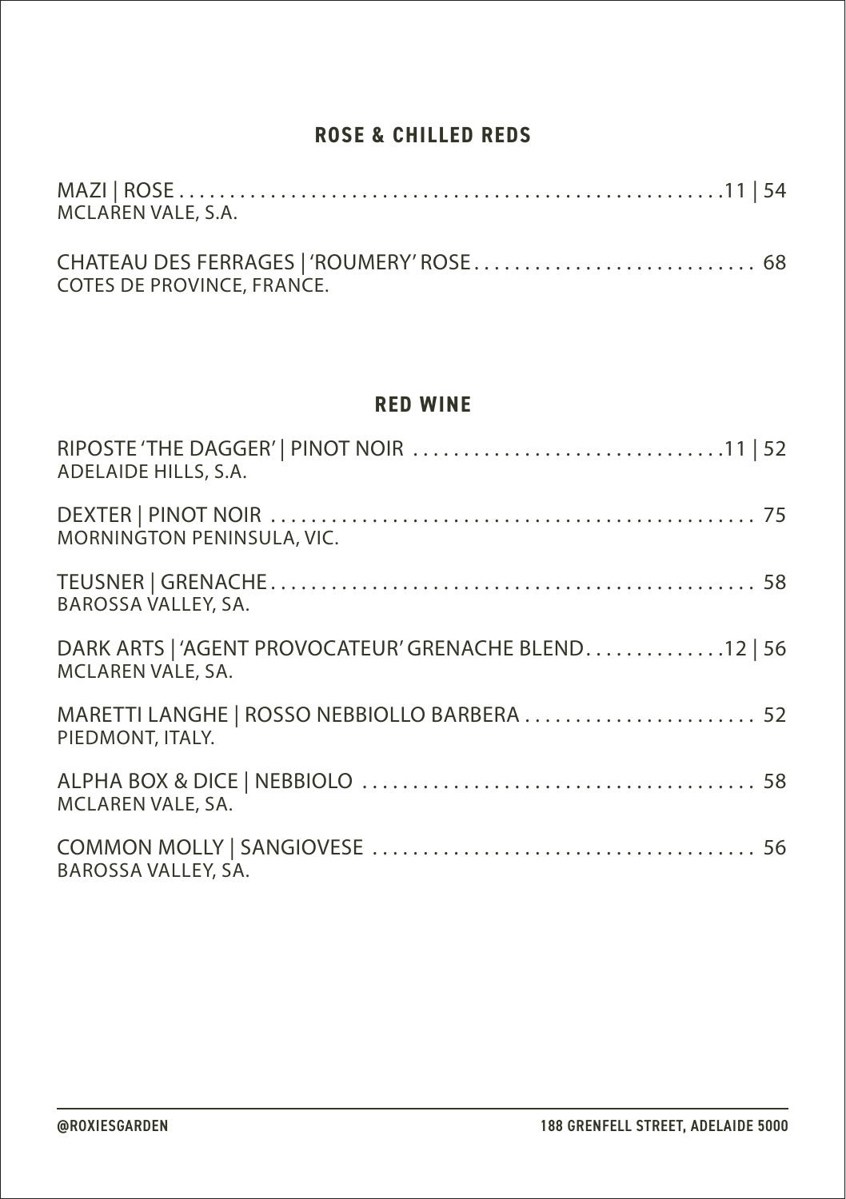## ROSE & CHILLED REDS

MAZI | ROSE ........................................................ 11 | 54
MCLAREN VALE, S.A.

CHATEAU DES FERRAGES | 'ROUMERY' ROSE ............................ 68
COTES DE PROVINCE, FRANCE.

## RED WINE

RIPOSTE 'THE DAGGER' | PINOT NOIR ............................... 11 | 52
ADELAIDE HILLS, S.A.

DEXTER | PINOT NOIR ................................................ 75
MORNINGTON PENINSULA, VIC.

TEUSNER | GRENACHE ................................................ 58
BAROSSA VALLEY, SA.

DARK ARTS | 'AGENT PROVOCATEUR' GRENACHE BLEND ............. 12 | 56
MCLAREN VALE, SA.

MARETTI LANGHE | ROSSO NEBBIOLLO BARBERA ....................... 52
PIEDMONT, ITALY.

ALPHA BOX & DICE | NEBBIOLO ....................................... 58
MCLAREN VALE, SA.

COMMON MOLLY | SANGIOVESE ...................................... 56
BAROSSA VALLEY, SA.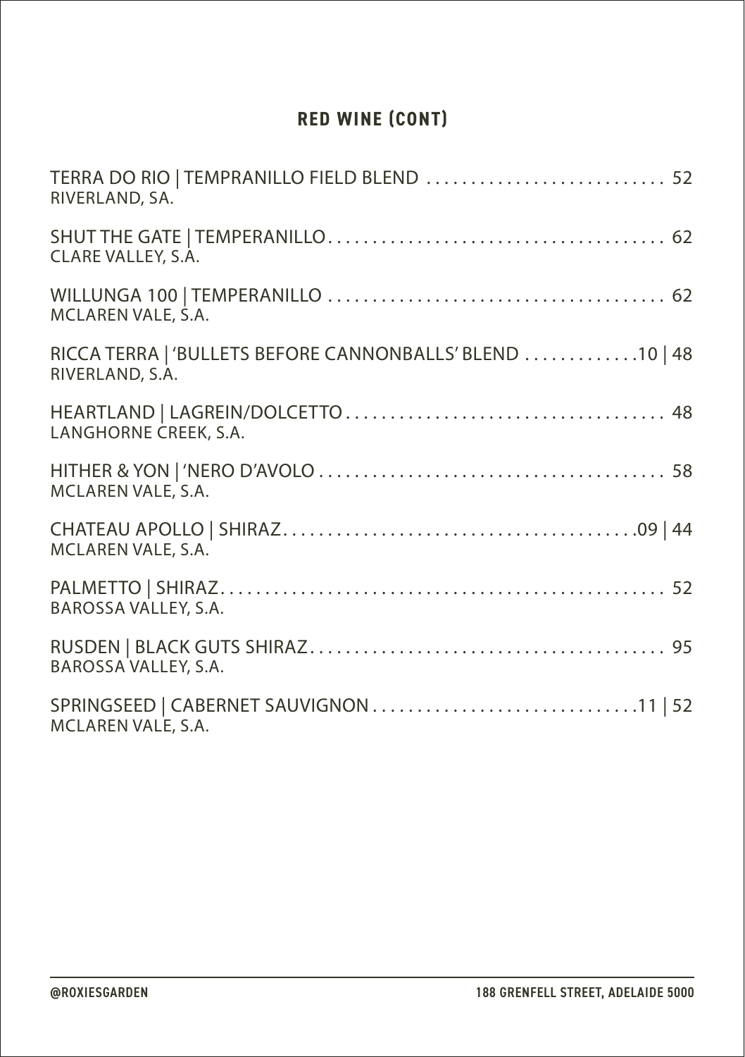## RED WINE (CONT)

TERRA DO RIO | TEMPRANILLO FIELD BLEND ........................... 52
RIVERLAND, SA.

SHUT THE GATE | TEMPERANILLO...................................... 62
CLARE VALLEY, S.A.

WILLUNGA 100 | TEMPERANILLO ...................................... 62
MCLAREN VALE, S.A.

RICCA TERRA | 'BULLETS BEFORE CANNONBALLS' BLEND .............10 | 48
RIVERLAND, S.A.

HEARTLAND | LAGREIN/DOLCETTO.................................... 48
LANGHORNE CREEK, S.A.

HITHER & YON | 'NERO D'AVOLO ....................................... 58
MCLAREN VALE, S.A.

CHATEAU APOLLO | SHIRAZ.........................................09 | 44
MCLAREN VALE, S.A.

PALMETTO | SHIRAZ.................................................. 52
BAROSSA VALLEY, S.A.

RUSDEN | BLACK GUTS SHIRAZ......................................... 95
BAROSSA VALLEY, S.A.

SPRINGSEED | CABERNET SAUVIGNON ...............................11 | 52
MCLAREN VALE, S.A.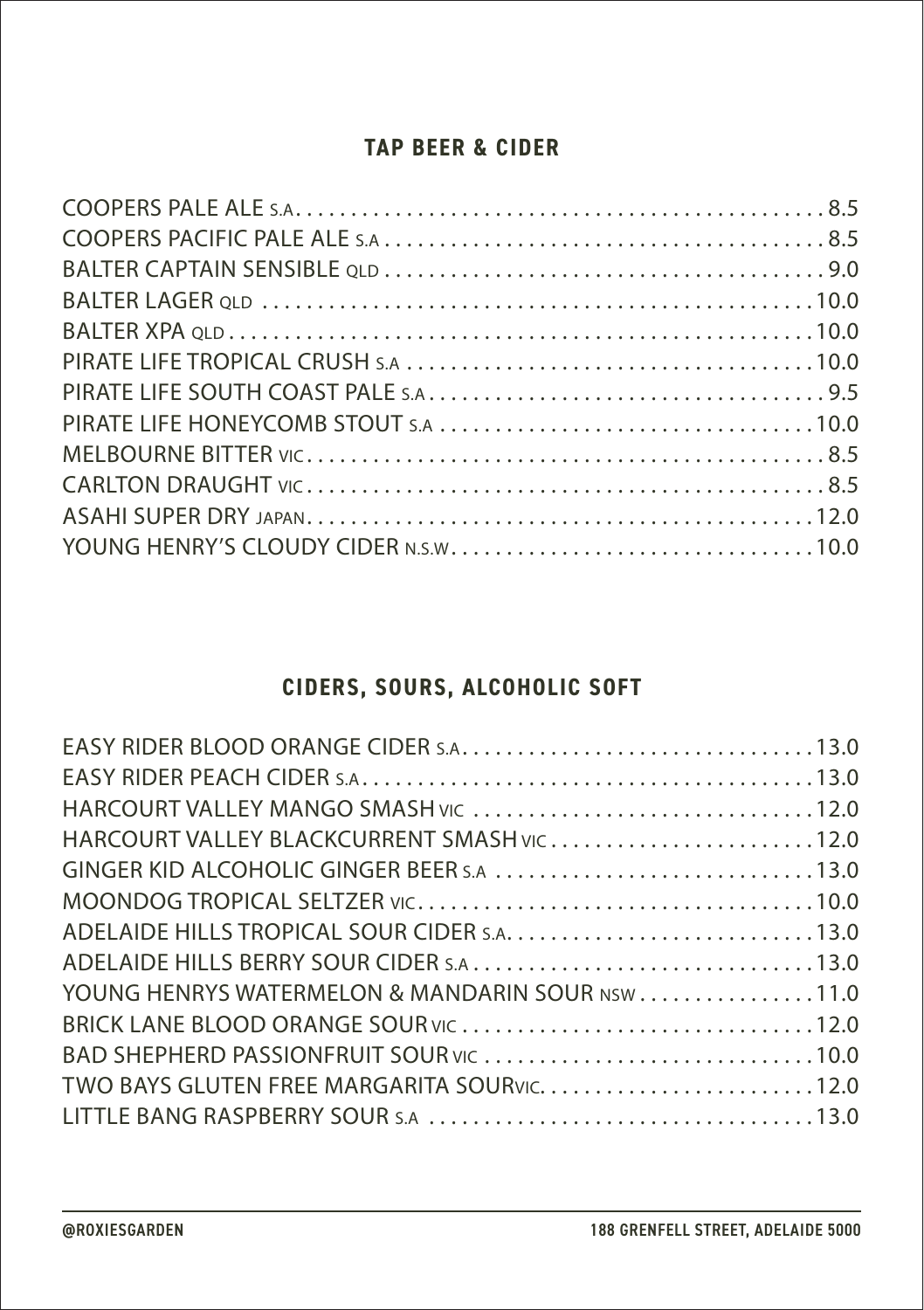## TAP BEER & CIDER

| Item | Price |
|---|---|
| COOPERS PALE ALE S.A | 8.5 |
| COOPERS PACIFIC PALE ALE S.A | 8.5 |
| BALTER CAPTAIN SENSIBLE QLD | 9.0 |
| BALTER LAGER QLD | 10.0 |
| BALTER XPA QLD | 10.0 |
| PIRATE LIFE TROPICAL CRUSH S.A | 10.0 |
| PIRATE LIFE SOUTH COAST PALE S.A | 9.5 |
| PIRATE LIFE HONEYCOMB STOUT S.A | 10.0 |
| MELBOURNE BITTER VIC | 8.5 |
| CARLTON DRAUGHT VIC | 8.5 |
| ASAHI SUPER DRY JAPAN | 12.0 |
| YOUNG HENRY'S CLOUDY CIDER N.S.W | 10.0 |

## CIDERS, SOURS, ALCOHOLIC SOFT

| Item | Price |
|---|---|
| EASY RIDER BLOOD ORANGE CIDER S.A | 13.0 |
| EASY RIDER PEACH CIDER S.A | 13.0 |
| HARCOURT VALLEY MANGO SMASH VIC | 12.0 |
| HARCOURT VALLEY BLACKCURRENT SMASH VIC | 12.0 |
| GINGER KID ALCOHOLIC GINGER BEER S.A | 13.0 |
| MOONDOG TROPICAL SELTZER VIC | 10.0 |
| ADELAIDE HILLS TROPICAL SOUR CIDER S.A. | 13.0 |
| ADELAIDE HILLS BERRY SOUR CIDER S.A | 13.0 |
| YOUNG HENRYS WATERMELON & MANDARIN SOUR NSW | 11.0 |
| BRICK LANE BLOOD ORANGE SOUR VIC | 12.0 |
| BAD SHEPHERD PASSIONFRUIT SOUR VIC | 10.0 |
| TWO BAYS GLUTEN FREE MARGARITA SOURVIC. | 12.0 |
| LITTLE BANG RASPBERRY SOUR S.A | 13.0 |

@ROXIESGARDEN 188 GRENFELL STREET, ADELAIDE 5000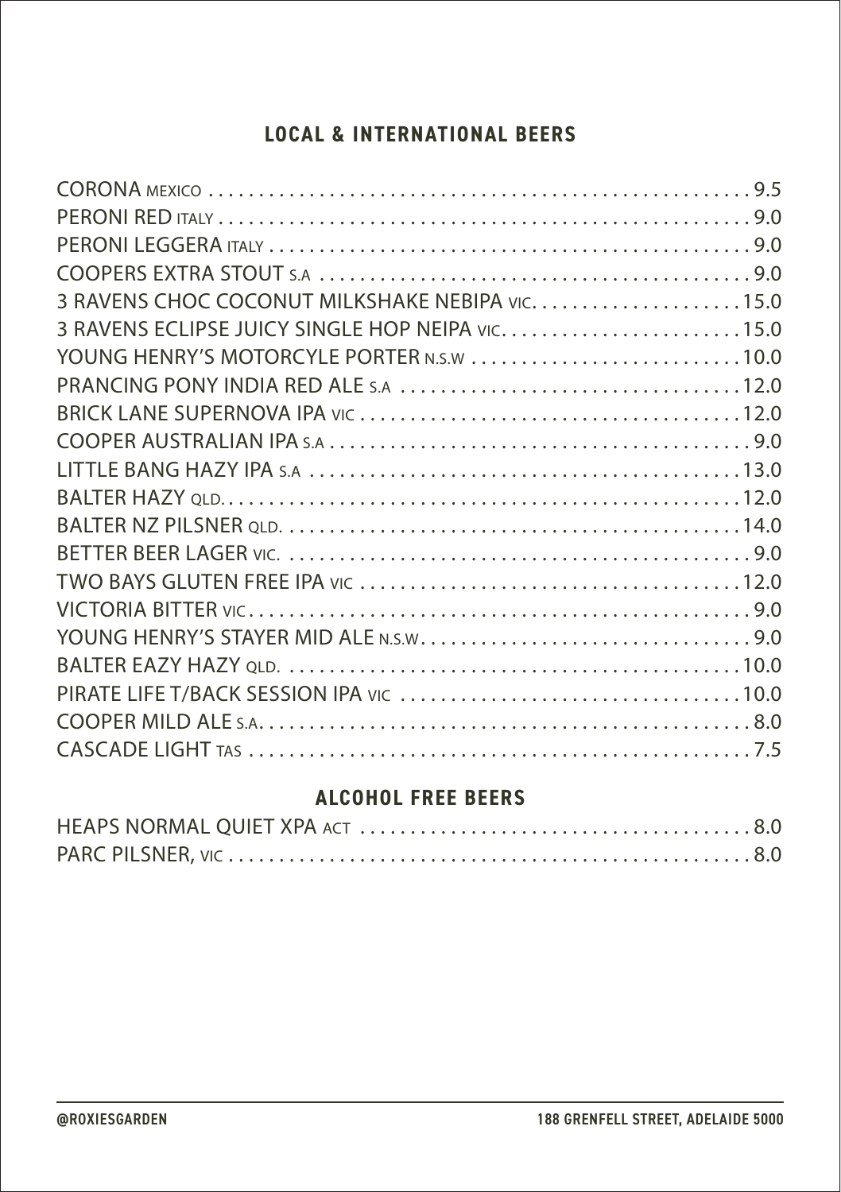## LOCAL & INTERNATIONAL BEERS

CORONA MEXICO . . . . . . . . . . 9.5
PERONI RED ITALY . . . . . . . . . . 9.0
PERONI LEGGERA ITALY . . . . . . . . . . 9.0
COOPERS EXTRA STOUT S.A . . . . . . . . . . 9.0
3 RAVENS CHOC COCONUT MILKSHAKE NEBIPA VIC. . . . . . . . . . 15.0
3 RAVENS ECLIPSE JUICY SINGLE HOP NEIPA VIC. . . . . . . . . . 15.0
YOUNG HENRY'S MOTORCYLE PORTER N.S.W . . . . . . . . . . 10.0
PRANCING PONY INDIA RED ALE S.A . . . . . . . . . . 12.0
BRICK LANE SUPERNOVA IPA VIC . . . . . . . . . . 12.0
COOPER AUSTRALIAN IPA S.A . . . . . . . . . . 9.0
LITTLE BANG HAZY IPA S.A . . . . . . . . . . 13.0
BALTER HAZY QLD. . . . . . . . . . . 12.0
BALTER NZ PILSNER QLD. . . . . . . . . . . 14.0
BETTER BEER LAGER VIC. . . . . . . . . . . 9.0
TWO BAYS GLUTEN FREE IPA VIC . . . . . . . . . . 12.0
VICTORIA BITTER VIC . . . . . . . . . . 9.0
YOUNG HENRY'S STAYER MID ALE N.S.W . . . . . . . . . . 9.0
BALTER EAZY HAZY QLD. . . . . . . . . . . 10.0
PIRATE LIFE T/BACK SESSION IPA VIC . . . . . . . . . . 10.0
COOPER MILD ALE S.A. . . . . . . . . . . 8.0
CASCADE LIGHT TAS . . . . . . . . . . 7.5

## ALCOHOL FREE BEERS

HEAPS NORMAL QUIET XPA ACT . . . . . . . . . . 8.0
PARC PILSNER, VIC . . . . . . . . . . 8.0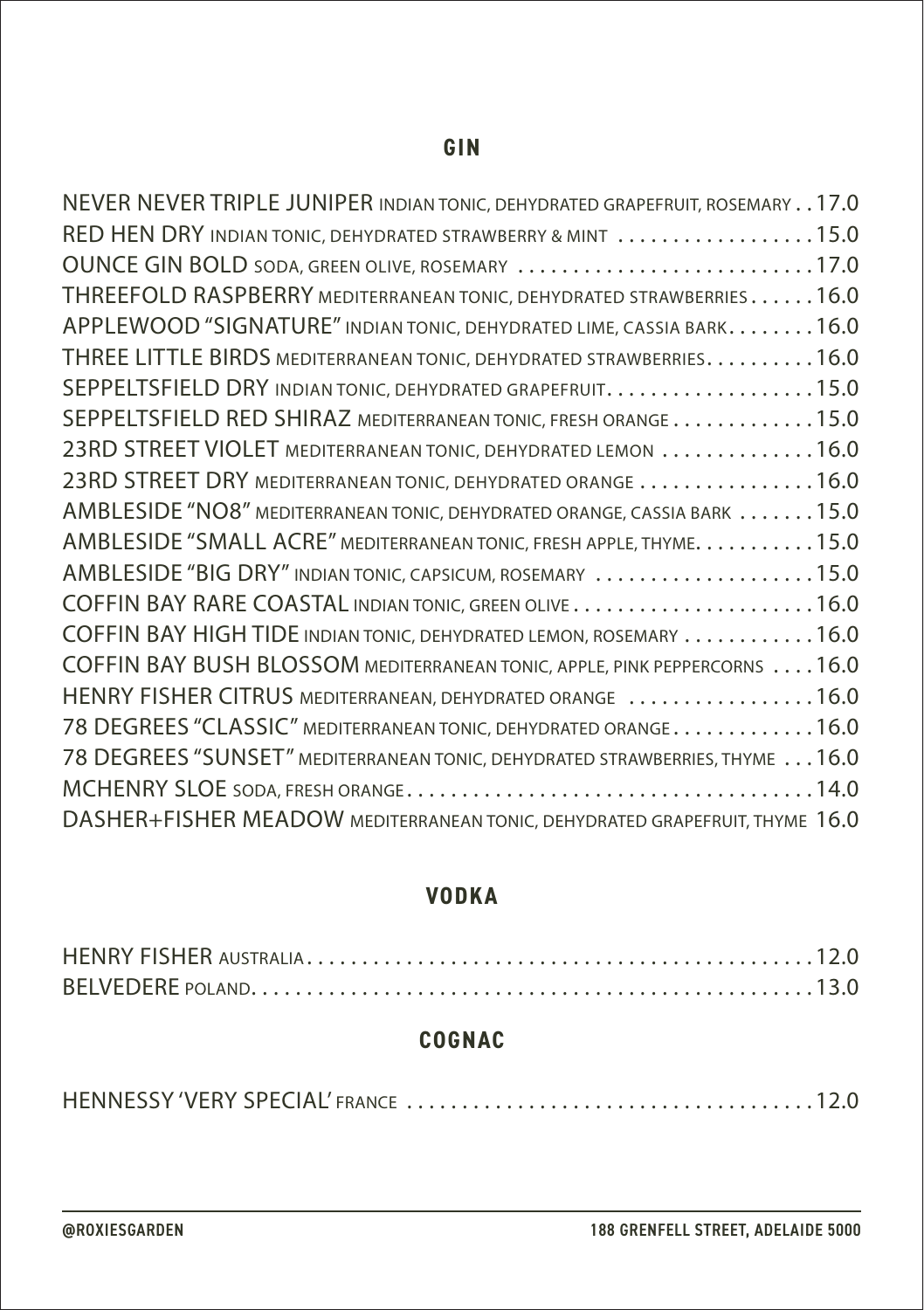## GIN

NEVER NEVER TRIPLE JUNIPER INDIAN TONIC, DEHYDRATED GRAPEFRUIT, ROSEMARY . . 17.0
RED HEN DRY INDIAN TONIC, DEHYDRATED STRAWBERRY & MINT . . . . . . . . . . . . . . . . . . 15.0
OUNCE GIN BOLD SODA, GREEN OLIVE, ROSEMARY . . . . . . . . . . . . . . . . . . . . . . . . . . 17.0
THREEFOLD RASPBERRY MEDITERRANEAN TONIC, DEHYDRATED STRAWBERRIES . . . . . . 16.0
APPLEWOOD "SIGNATURE" INDIAN TONIC, DEHYDRATED LIME, CASSIA BARK . . . . . . . . 16.0
THREE LITTLE BIRDS MEDITERRANEAN TONIC, DEHYDRATED STRAWBERRIES . . . . . . . . . . 16.0
SEPPELTSFIELD DRY INDIAN TONIC, DEHYDRATED GRAPEFRUIT . . . . . . . . . . . . . . . . . . . 15.0
SEPPELTSFIELD RED SHIRAZ MEDITERRANEAN TONIC, FRESH ORANGE . . . . . . . . . . . . . 15.0
23RD STREET VIOLET MEDITERRANEAN TONIC, DEHYDRATED LEMON . . . . . . . . . . . . . . 16.0
23RD STREET DRY MEDITERRANEAN TONIC, DEHYDRATED ORANGE . . . . . . . . . . . . . . . . 16.0
AMBLESIDE "NO8" MEDITERRANEAN TONIC, DEHYDRATED ORANGE, CASSIA BARK . . . . . . . 15.0
AMBLESIDE "SMALL ACRE" MEDITERRANEAN TONIC, FRESH APPLE, THYME . . . . . . . . . . . 15.0
AMBLESIDE "BIG DRY" INDIAN TONIC, CAPSICUM, ROSEMARY . . . . . . . . . . . . . . . . . . . . 15.0
COFFIN BAY RARE COASTAL INDIAN TONIC, GREEN OLIVE . . . . . . . . . . . . . . . . . . . . . . 16.0
COFFIN BAY HIGH TIDE INDIAN TONIC, DEHYDRATED LEMON, ROSEMARY . . . . . . . . . . . . 16.0
COFFIN BAY BUSH BLOSSOM MEDITERRANEAN TONIC, APPLE, PINK PEPPERCORNS . . . . 16.0
HENRY FISHER CITRUS MEDITERRANEAN, DEHYDRATED ORANGE . . . . . . . . . . . . . . . . . 16.0
78 DEGREES "CLASSIC" MEDITERRANEAN TONIC, DEHYDRATED ORANGE . . . . . . . . . . . . . 16.0
78 DEGREES "SUNSET" MEDITERRANEAN TONIC, DEHYDRATED STRAWBERRIES, THYME . . . 16.0
MCHENRY SLOE SODA, FRESH ORANGE . . . . . . . . . . . . . . . . . . . . . . . . . . . . . . . . . . . . . 14.0
DASHER+FISHER MEADOW MEDITERRANEAN TONIC, DEHYDRATED GRAPEFRUIT, THYME 16.0

## VODKA

HENRY FISHER AUSTRALIA . . . . . . . . . . . . . . . . . . . . . . . . . . . . . . . . . . . . . . . . . . . . . . 12.0
BELVEDERE POLAND . . . . . . . . . . . . . . . . . . . . . . . . . . . . . . . . . . . . . . . . . . . . . . . . . . 13.0

## COGNAC

HENNESSY 'VERY SPECIAL' FRANCE . . . . . . . . . . . . . . . . . . . . . . . . . . . . . . . . . . . . . 12.0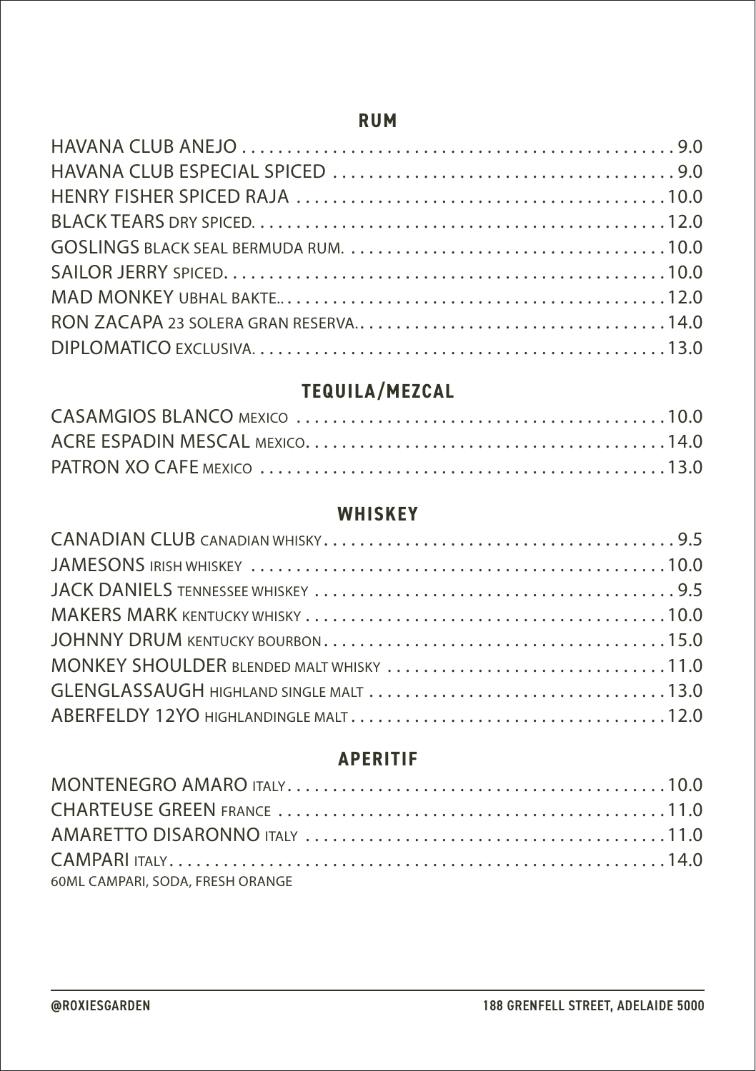## RUM

HAVANA CLUB ANEJO . . . . . 9.0
HAVANA CLUB ESPECIAL SPICED . . . . . 9.0
HENRY FISHER SPICED RAJA . . . . . 10.0
BLACK TEARS DRY SPICED. . . . . 12.0
GOSLINGS BLACK SEAL BERMUDA RUM. . . . . 10.0
SAILOR JERRY SPICED. . . . . 10.0
MAD MONKEY UBHAL BAKTE.. . . . . 12.0
RON ZACAPA 23 SOLERA GRAN RESERVA. . . . . 14.0
DIPLOMATICO EXCLUSIVA. . . . . 13.0

## TEQUILA/MEZCAL

CASAMGIOS BLANCO MEXICO . . . . . 10.0
ACRE ESPADIN MESCAL MEXICO. . . . . 14.0
PATRON XO CAFE MEXICO . . . . . 13.0

## WHISKEY

CANADIAN CLUB CANADIAN WHISKY. . . . . 9.5
JAMESONS IRISH WHISKEY . . . . . 10.0
JACK DANIELS TENNESSEE WHISKEY . . . . . 9.5
MAKERS MARK KENTUCKY WHISKY . . . . . 10.0
JOHNNY DRUM KENTUCKY BOURBON. . . . . 15.0
MONKEY SHOULDER BLENDED MALT WHISKY . . . . . 11.0
GLENGLASSAUGH HIGHLAND SINGLE MALT . . . . . 13.0
ABERFELDY 12YO HIGHLANDINGLE MALT . . . . . 12.0

## APERITIF

MONTENEGRO AMARO ITALY. . . . . 10.0
CHARTEUSE GREEN FRANCE . . . . . 11.0
AMARETTO DISARONNO ITALY . . . . . 11.0
CAMPARI ITALY. . . . . 14.0
60ML CAMPARI, SODA, FRESH ORANGE

@ROXIESGARDEN 188 GRENFELL STREET, ADELAIDE 5000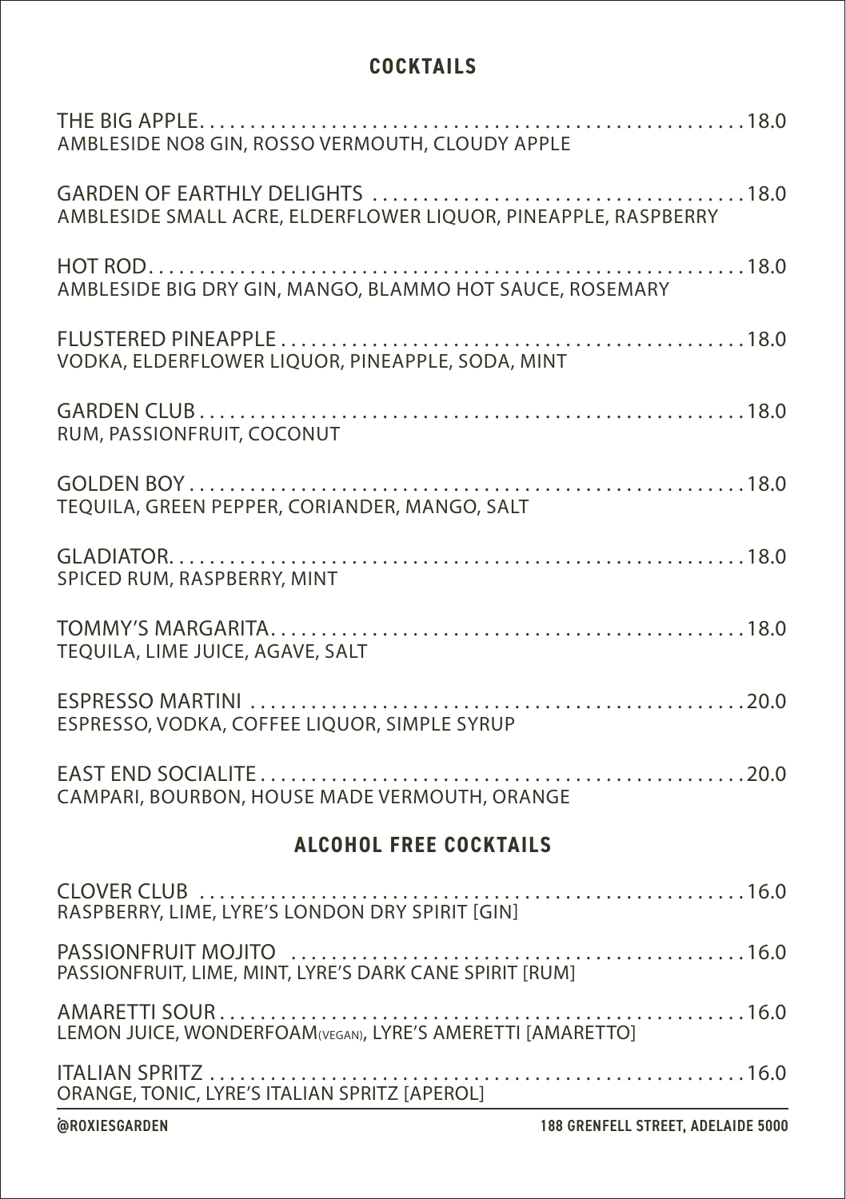## COCKTAILS

**THE BIG APPLE** .......... 18.0
AMBLESIDE NO8 GIN, ROSSO VERMOUTH, CLOUDY APPLE

**GARDEN OF EARTHLY DELIGHTS** .......... 18.0
AMBLESIDE SMALL ACRE, ELDERFLOWER LIQUOR, PINEAPPLE, RASPBERRY

**HOT ROD** .......... 18.0
AMBLESIDE BIG DRY GIN, MANGO, BLAMMO HOT SAUCE, ROSEMARY

**FLUSTERED PINEAPPLE** .......... 18.0
VODKA, ELDERFLOWER LIQUOR, PINEAPPLE, SODA, MINT

**GARDEN CLUB** .......... 18.0
RUM, PASSIONFRUIT, COCONUT

**GOLDEN BOY** .......... 18.0
TEQUILA, GREEN PEPPER, CORIANDER, MANGO, SALT

**GLADIATOR** .......... 18.0
SPICED RUM, RASPBERRY, MINT

**TOMMY'S MARGARITA** .......... 18.0
TEQUILA, LIME JUICE, AGAVE, SALT

**ESPRESSO MARTINI** .......... 20.0
ESPRESSO, VODKA, COFFEE LIQUOR, SIMPLE SYRUP

**EAST END SOCIALITE** .......... 20.0
CAMPARI, BOURBON, HOUSE MADE VERMOUTH, ORANGE

## ALCOHOL FREE COCKTAILS

**CLOVER CLUB** .......... 16.0
RASPBERRY, LIME, LYRE'S LONDON DRY SPIRIT [GIN]

**PASSIONFRUIT MOJITO** .......... 16.0
PASSIONFRUIT, LIME, MINT, LYRE'S DARK CANE SPIRIT [RUM]

**AMARETTI SOUR** .......... 16.0
LEMON JUICE, WONDERFOAM(VEGAN), LYRE'S AMERETTI [AMARETTO]

**ITALIAN SPRITZ** .......... 16.0
ORANGE, TONIC, LYRE'S ITALIAN SPRITZ [APEROL]

@ROXIESGARDEN — 188 GRENFELL STREET, ADELAIDE 5000